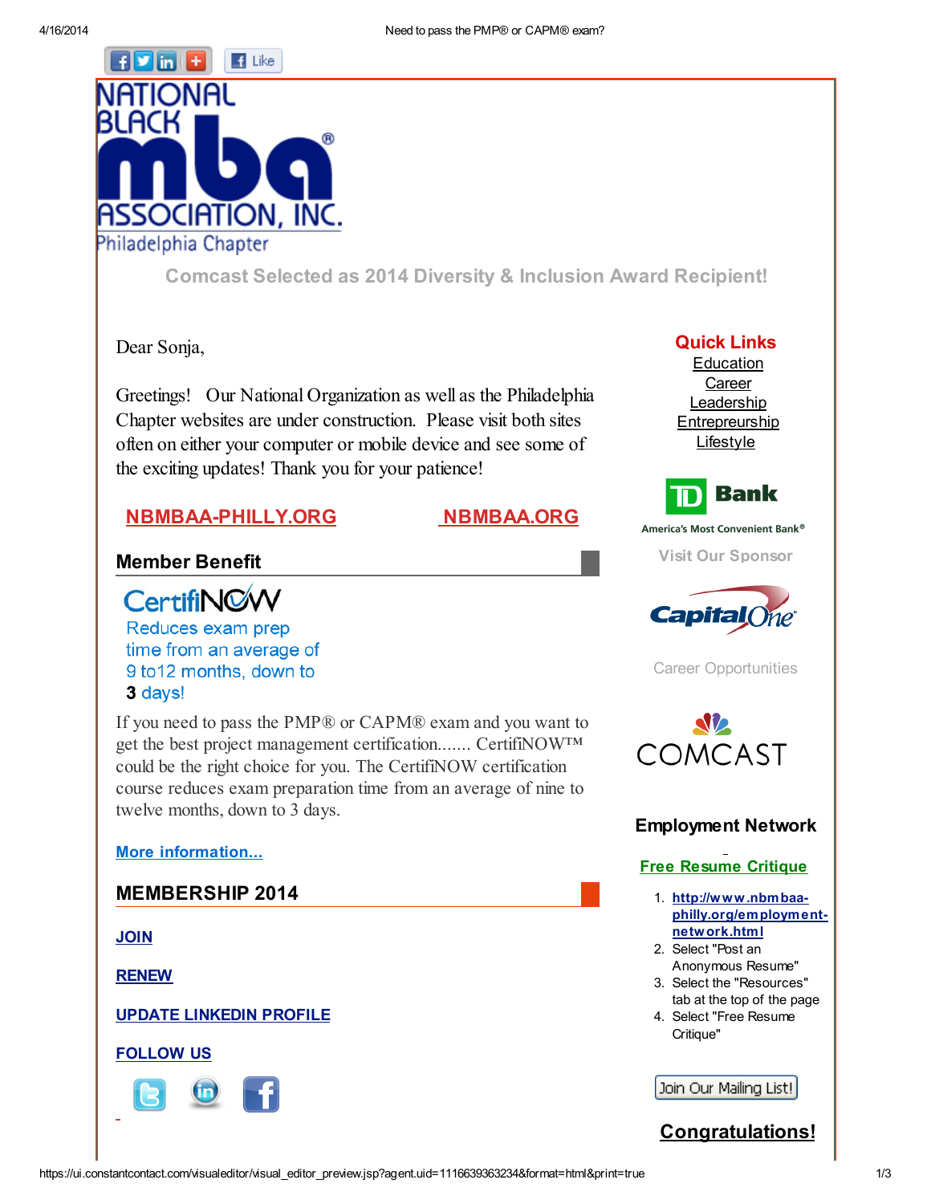National Black MBA Association, Inc. Philadelphia Chapter

## Comcast Selected as 2014 Diversity & Inclusion Award Recipient!

Dear Sonja,

Greetings! Our National Organization as well as the Philadelphia Chapter websites are under construction. Please visit both sites often on either your computer or mobile device and see some of the exciting updates! Thank you for your patience!

**NBMBAA-PHILLY.ORG** **NBMBAA.ORG**

### Member Benefit

CertifiNOW

Reduces exam prep time from an average of 9 to12 months, down to **3** days!

If you need to pass the PMP® or CAPM® exam and you want to get the best project management certification....... CertifiNOW™ could be the right choice for you. The CertifiNOW certification course reduces exam preparation time from an average of nine to twelve months, down to 3 days.

**More information...**

### MEMBERSHIP 2014

**JOIN**

**RENEW**

**UPDATE LINKEDIN PROFILE**

**FOLLOW US**

**Quick Links**

Education
Career
Leadership
Entrepreurship
Lifestyle

TD Bank
America's Most Convenient Bank®

Visit Our Sponsor

Capital One

Career Opportunities

COMCAST

### Employment Network

**Free Resume Critique**

1. **http://www.nbmbaa-philly.org/employment-network.html**
2. Select "Post an Anonymous Resume"
3. Select the "Resources" tab at the top of the page
4. Select "Free Resume Critique"

Join Our Mailing List!

**Congratulations!**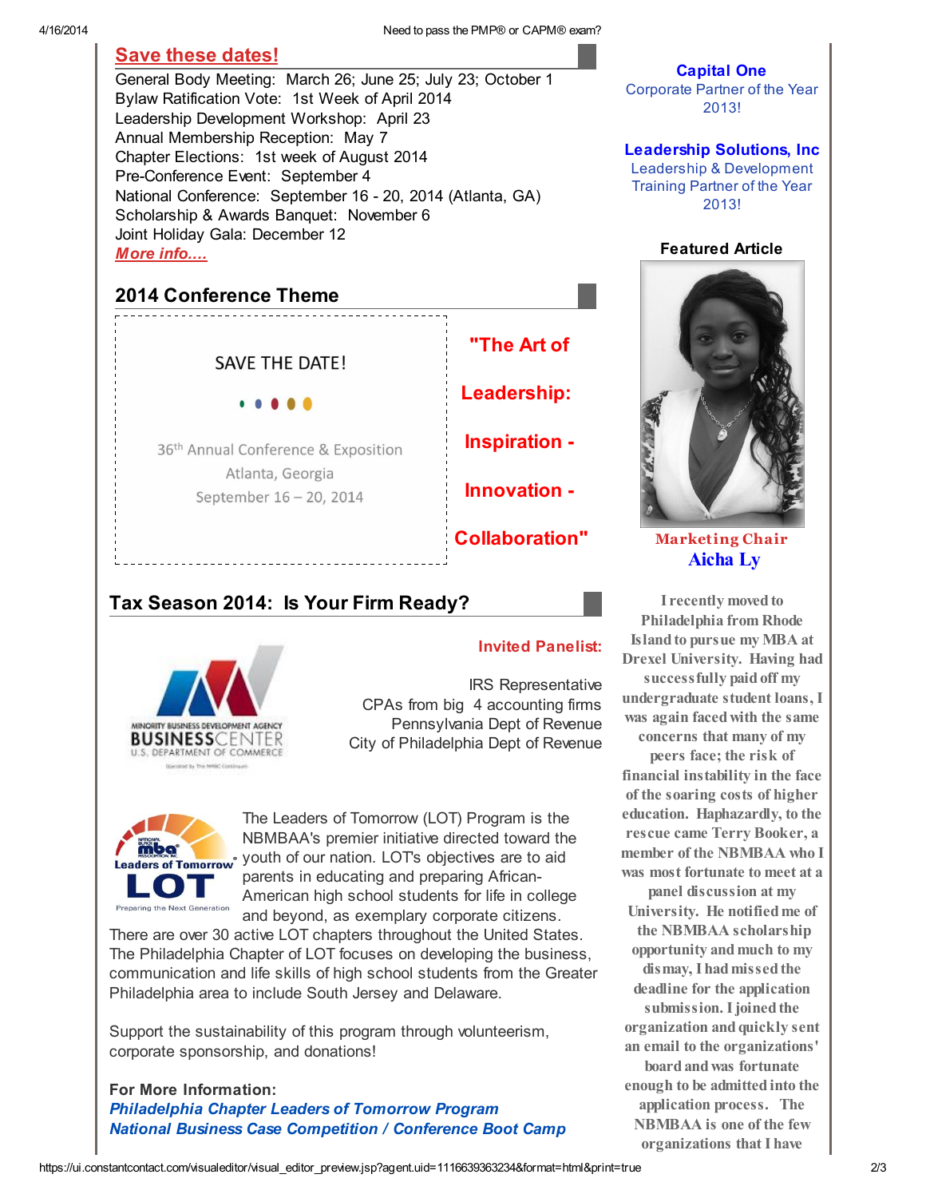## Save these dates!

General Body Meeting: March 26; June 25; July 23; October 1
Bylaw Ratification Vote: 1st Week of April 2014
Leadership Development Workshop: April 23
Annual Membership Reception: May 7
Chapter Elections: 1st week of August 2014
Pre-Conference Event: September 4
National Conference: September 16 - 20, 2014 (Atlanta, GA)
Scholarship & Awards Banquet: November 6
Joint Holiday Gala: December 12
*More info....*

## 2014 Conference Theme

SAVE THE DATE!

36th Annual Conference & Exposition
Atlanta, Georgia
September 16 – 20, 2014

**"The Art of Leadership: Inspiration - Innovation - Collaboration"**

## Tax Season 2014: Is Your Firm Ready?

MINORITY BUSINESS DEVELOPMENT AGENCY BUSINESS CENTER U.S. DEPARTMENT OF COMMERCE

**Invited Panelist:**

IRS Representative
CPAs from big 4 accounting firms
Pennsylvania Dept of Revenue
City of Philadelphia Dept of Revenue

Leaders of Tomorrow LOT — Preparing the Next Generation

The Leaders of Tomorrow (LOT) Program is the NBMBAA's premier initiative directed toward the youth of our nation. LOT's objectives are to aid parents in educating and preparing African-American high school students for life in college and beyond, as exemplary corporate citizens. There are over 30 active LOT chapters throughout the United States. The Philadelphia Chapter of LOT focuses on developing the business, communication and life skills of high school students from the Greater Philadelphia area to include South Jersey and Delaware.

Support the sustainability of this program through volunteerism, corporate sponsorship, and donations!

**For More Information:**
***Philadelphia Chapter Leaders of Tomorrow Program***
***National Business Case Competition / Conference Boot Camp***

**Capital One**
Corporate Partner of the Year 2013!

**Leadership Solutions, Inc**
Leadership & Development Training Partner of the Year 2013!

**Featured Article**

Marketing Chair
**Aicha Ly**

I recently moved to Philadelphia from Rhode Island to pursue my MBA at Drexel University. Having had successfully paid off my undergraduate student loans, I was again faced with the same concerns that many of my peers face; the risk of financial instability in the face of the soaring costs of higher education. Haphazardly, to the rescue came Terry Booker, a member of the NBMBAA who I was most fortunate to meet at a panel discussion at my University. He notified me of the NBMBAA scholarship opportunity and much to my dismay, I had missed the deadline for the application submission. I joined the organization and quickly sent an email to the organizations' board and was fortunate enough to be admitted into the application process. The NBMBAA is one of the few organizations that I have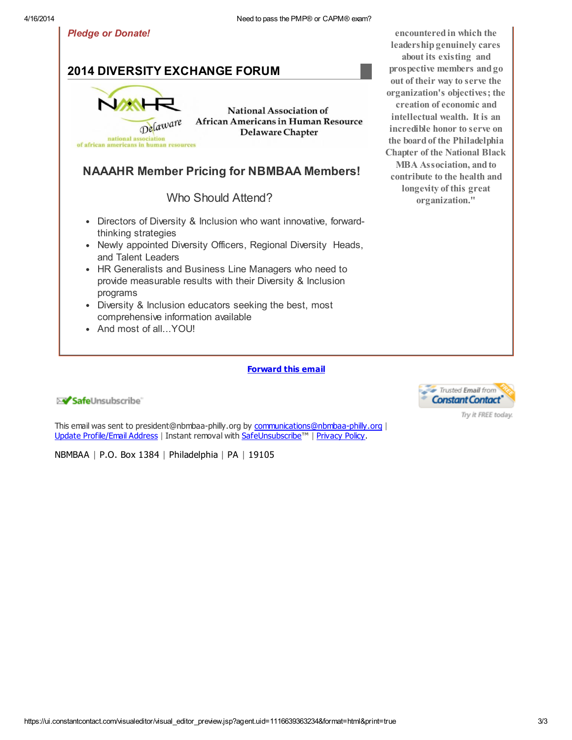***Pledge or Donate!***

## 2014 DIVERSITY EXCHANGE FORUM

NAAHR Delaware
national association of african americans in human resources

National Association of African Americans in Human Resource Delaware Chapter

### NAAAHR Member Pricing for NBMBAA Members!

Who Should Attend?

- Directors of Diversity & Inclusion who want innovative, forward-thinking strategies
- Newly appointed Diversity Officers, Regional Diversity Heads, and Talent Leaders
- HR Generalists and Business Line Managers who need to provide measurable results with their Diversity & Inclusion programs
- Diversity & Inclusion educators seeking the best, most comprehensive information available
- And most of all...YOU!

**encountered in which the leadership genuinely cares about its existing and prospective members and go out of their way to serve the organization's objectives; the creation of economic and intellectual wealth. It is an incredible honor to serve on the board of the Philadelphia Chapter of the National Black MBA Association, and to contribute to the health and longevity of this great organization."**

[Forward this email]

SafeUnsubscribe

Trusted Email from Constant Contact — Try it FREE today.

This email was sent to president@nbmbaa-philly.org by communications@nbmbaa-philly.org | Update Profile/Email Address | Instant removal with SafeUnsubscribe™ | Privacy Policy.

NBMBAA | P.O. Box 1384 | Philadelphia | PA | 19105